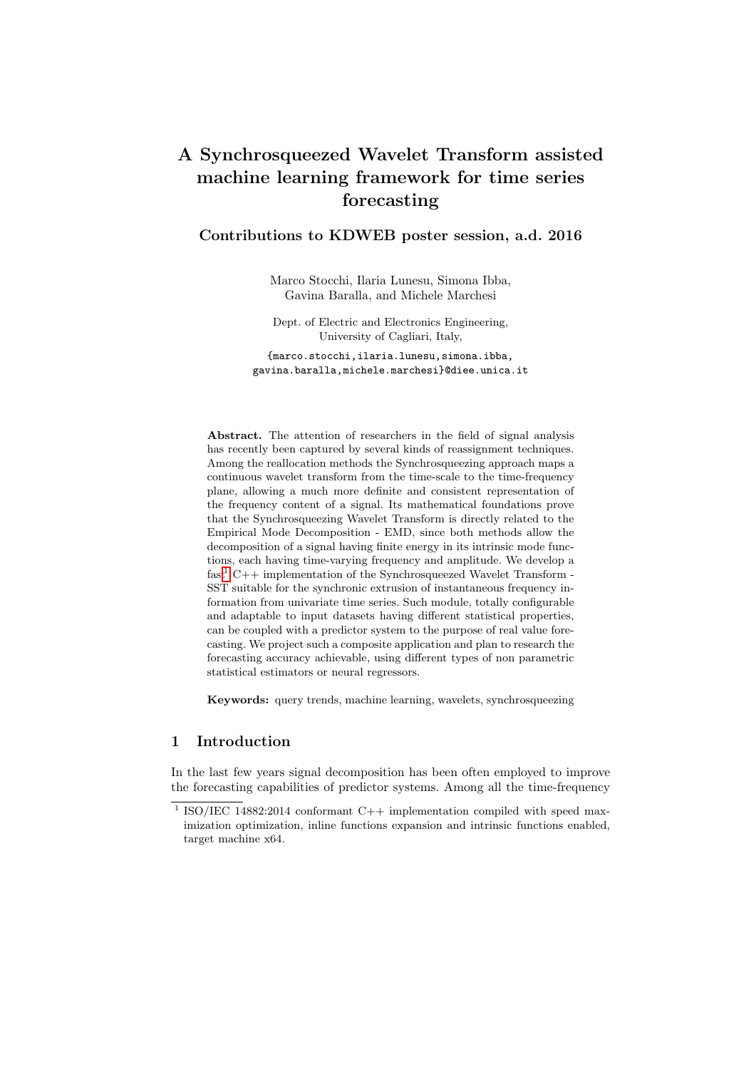# A Synchrosqueezed Wavelet Transform assisted machine learning framework for time series forecasting

## Contributions to KDWEB poster session, a.d. 2016

Marco Stocchi, Ilaria Lunesu, Simona Ibba, Gavina Baralla, and Michele Marchesi

Dept. of Electric and Electronics Engineering, University of Cagliari, Italy,

{marco.stocchi,ilaria.lunesu,simona.ibba, gavina.baralla,michele.marchesi}@diee.unica.it

**Abstract.** The attention of researchers in the field of signal analysis has recently been captured by several kinds of reassignment techniques. Among the reallocation methods the Synchrosqueezing approach maps a continuous wavelet transform from the time-scale to the time-frequency plane, allowing a much more definite and consistent representation of the frequency content of a signal. Its mathematical foundations prove that the Synchrosqueezing Wavelet Transform is directly related to the Empirical Mode Decomposition - EMD, since both methods allow the decomposition of a signal having finite energy in its intrinsic mode functions, each having time-varying frequency and amplitude. We develop a fast[1] C++ implementation of the Synchrosqueezed Wavelet Transform - SST suitable for the synchronic extrusion of instantaneous frequency information from univariate time series. Such module, totally configurable and adaptable to input datasets having different statistical properties, can be coupled with a predictor system to the purpose of real value forecasting. We project such a composite application and plan to research the forecasting accuracy achievable, using different types of non parametric statistical estimators or neural regressors.

**Keywords:** query trends, machine learning, wavelets, synchrosqueezing

## 1 Introduction

In the last few years signal decomposition has been often employed to improve the forecasting capabilities of predictor systems. Among all the time-frequency

[1] ISO/IEC 14882:2014 conformant C++ implementation compiled with speed maximization optimization, inline functions expansion and intrinsic functions enabled, target machine x64.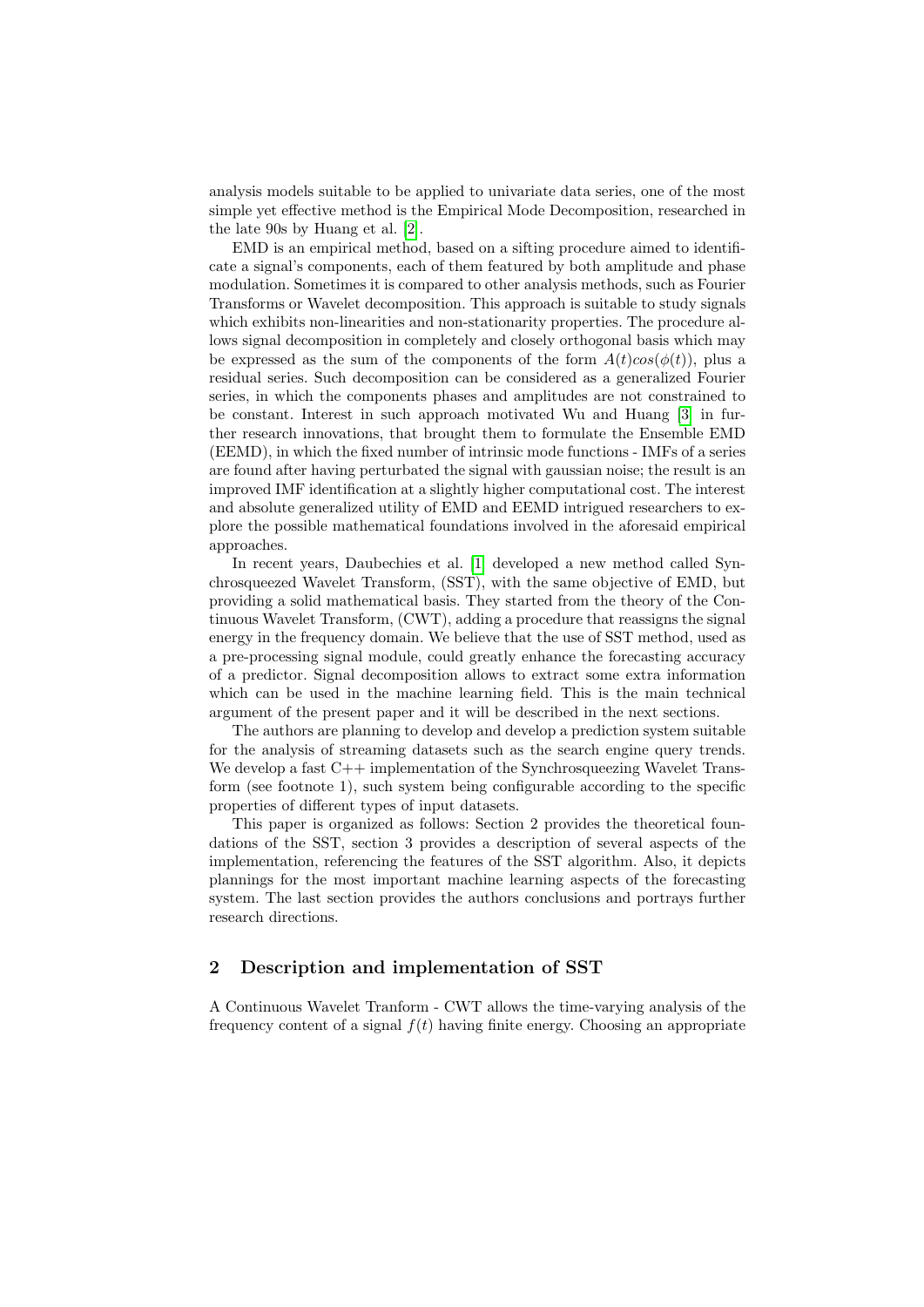analysis models suitable to be applied to univariate data series, one of the most simple yet effective method is the Empirical Mode Decomposition, researched in the late 90s by Huang et al. [2].

EMD is an empirical method, based on a sifting procedure aimed to identificate a signal's components, each of them featured by both amplitude and phase modulation. Sometimes it is compared to other analysis methods, such as Fourier Transforms or Wavelet decomposition. This approach is suitable to study signals which exhibits non-linearities and non-stationarity properties. The procedure allows signal decomposition in completely and closely orthogonal basis which may be expressed as the sum of the components of the form $A(t)cos(\phi(t))$, plus a residual series. Such decomposition can be considered as a generalized Fourier series, in which the components phases and amplitudes are not constrained to be constant. Interest in such approach motivated Wu and Huang [3] in further research innovations, that brought them to formulate the Ensemble EMD (EEMD), in which the fixed number of intrinsic mode functions - IMFs of a series are found after having perturbated the signal with gaussian noise; the result is an improved IMF identification at a slightly higher computational cost. The interest and absolute generalized utility of EMD and EEMD intrigued researchers to explore the possible mathematical foundations involved in the aforesaid empirical approaches.

In recent years, Daubechies et al. [1] developed a new method called Synchrosqueezed Wavelet Transform, (SST), with the same objective of EMD, but providing a solid mathematical basis. They started from the theory of the Continuous Wavelet Transform, (CWT), adding a procedure that reassigns the signal energy in the frequency domain. We believe that the use of SST method, used as a pre-processing signal module, could greatly enhance the forecasting accuracy of a predictor. Signal decomposition allows to extract some extra information which can be used in the machine learning field. This is the main technical argument of the present paper and it will be described in the next sections.

The authors are planning to develop and develop a prediction system suitable for the analysis of streaming datasets such as the search engine query trends. We develop a fast C++ implementation of the Synchrosqueezing Wavelet Transform (see footnote 1), such system being configurable according to the specific properties of different types of input datasets.

This paper is organized as follows: Section 2 provides the theoretical foundations of the SST, section 3 provides a description of several aspects of the implementation, referencing the features of the SST algorithm. Also, it depicts plannings for the most important machine learning aspects of the forecasting system. The last section provides the authors conclusions and portrays further research directions.

## 2 Description and implementation of SST

A Continuous Wavelet Tranform - CWT allows the time-varying analysis of the frequency content of a signal $f(t)$ having finite energy. Choosing an appropriate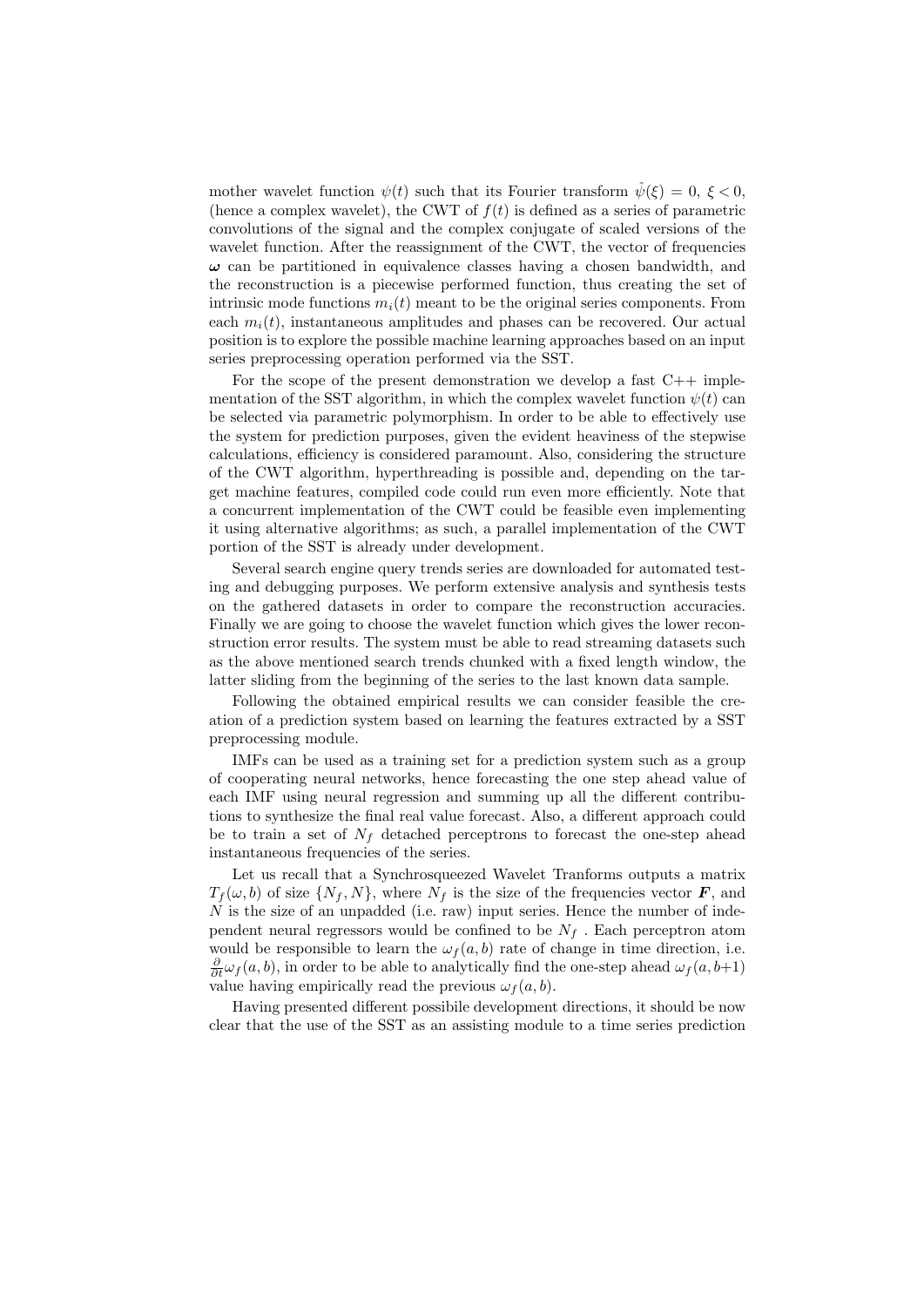mother wavelet function $\psi(t)$ such that its Fourier transform $\hat{\psi}(\xi) = 0,\ \xi < 0$, (hence a complex wavelet), the CWT of $f(t)$ is defined as a series of parametric convolutions of the signal and the complex conjugate of scaled versions of the wavelet function. After the reassignment of the CWT, the vector of frequencies $\boldsymbol{\omega}$ can be partitioned in equivalence classes having a chosen bandwidth, and the reconstruction is a piecewise performed function, thus creating the set of intrinsic mode functions $m_i(t)$ meant to be the original series components. From each $m_i(t)$, instantaneous amplitudes and phases can be recovered. Our actual position is to explore the possible machine learning approaches based on an input series preprocessing operation performed via the SST.

For the scope of the present demonstration we develop a fast C++ implementation of the SST algorithm, in which the complex wavelet function $\psi(t)$ can be selected via parametric polymorphism. In order to be able to effectively use the system for prediction purposes, given the evident heaviness of the stepwise calculations, efficiency is considered paramount. Also, considering the structure of the CWT algorithm, hyperthreading is possible and, depending on the target machine features, compiled code could run even more efficiently. Note that a concurrent implementation of the CWT could be feasible even implementing it using alternative algorithms; as such, a parallel implementation of the CWT portion of the SST is already under development.

Several search engine query trends series are downloaded for automated testing and debugging purposes. We perform extensive analysis and synthesis tests on the gathered datasets in order to compare the reconstruction accuracies. Finally we are going to choose the wavelet function which gives the lower reconstruction error results. The system must be able to read streaming datasets such as the above mentioned search trends chunked with a fixed length window, the latter sliding from the beginning of the series to the last known data sample.

Following the obtained empirical results we can consider feasible the creation of a prediction system based on learning the features extracted by a SST preprocessing module.

IMFs can be used as a training set for a prediction system such as a group of cooperating neural networks, hence forecasting the one step ahead value of each IMF using neural regression and summing up all the different contributions to synthesize the final real value forecast. Also, a different approach could be to train a set of $N_f$ detached perceptrons to forecast the one-step ahead instantaneous frequencies of the series.

Let us recall that a Synchrosqueezed Wavelet Tranforms outputs a matrix $T_f(\omega, b)$ of size $\{N_f, N\}$, where $N_f$ is the size of the frequencies vector $\boldsymbol{F}$, and $N$ is the size of an unpadded (i.e. raw) input series. Hence the number of independent neural regressors would be confined to be $N_f$ . Each perceptron atom would be responsible to learn the $\omega_f(a, b)$ rate of change in time direction, i.e. $\frac{\partial}{\partial t}\omega_f(a, b)$, in order to be able to analytically find the one-step ahead $\omega_f(a, b{+}1)$ value having empirically read the previous $\omega_f(a, b)$.

Having presented different possibile development directions, it should be now clear that the use of the SST as an assisting module to a time series prediction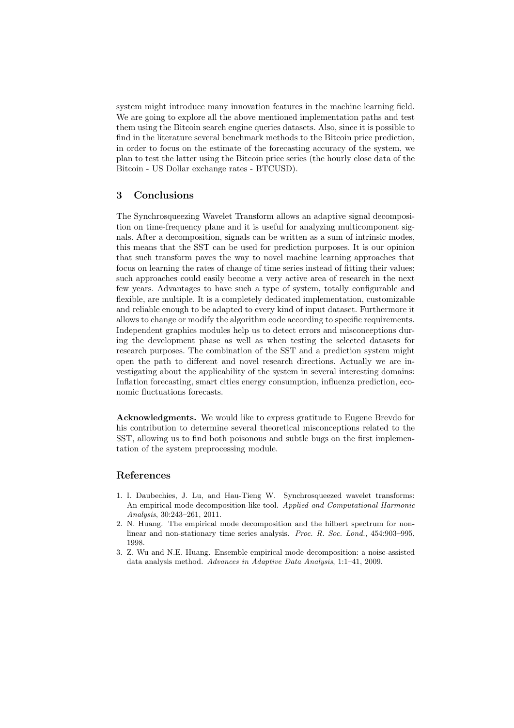system might introduce many innovation features in the machine learning field. We are going to explore all the above mentioned implementation paths and test them using the Bitcoin search engine queries datasets. Also, since it is possible to find in the literature several benchmark methods to the Bitcoin price prediction, in order to focus on the estimate of the forecasting accuracy of the system, we plan to test the latter using the Bitcoin price series (the hourly close data of the Bitcoin - US Dollar exchange rates - BTCUSD).

## 3 Conclusions

The Synchrosqueezing Wavelet Transform allows an adaptive signal decomposition on time-frequency plane and it is useful for analyzing multicomponent signals. After a decomposition, signals can be written as a sum of intrinsic modes, this means that the SST can be used for prediction purposes. It is our opinion that such transform paves the way to novel machine learning approaches that focus on learning the rates of change of time series instead of fitting their values; such approaches could easily become a very active area of research in the next few years. Advantages to have such a type of system, totally configurable and flexible, are multiple. It is a completely dedicated implementation, customizable and reliable enough to be adapted to every kind of input dataset. Furthermore it allows to change or modify the algorithm code according to specific requirements. Independent graphics modules help us to detect errors and misconceptions during the development phase as well as when testing the selected datasets for research purposes. The combination of the SST and a prediction system might open the path to different and novel research directions. Actually we are investigating about the applicability of the system in several interesting domains: Inflation forecasting, smart cities energy consumption, influenza prediction, economic fluctuations forecasts.

**Acknowledgments.** We would like to express gratitude to Eugene Brevdo for his contribution to determine several theoretical misconceptions related to the SST, allowing us to find both poisonous and subtle bugs on the first implementation of the system preprocessing module.

## References

1. I. Daubechies, J. Lu, and Hau-Tieng W. Synchrosqueezed wavelet transforms: An empirical mode decomposition-like tool. *Applied and Computational Harmonic Analysis*, 30:243–261, 2011.
2. N. Huang. The empirical mode decomposition and the hilbert spectrum for nonlinear and non-stationary time series analysis. *Proc. R. Soc. Lond.*, 454:903–995, 1998.
3. Z. Wu and N.E. Huang. Ensemble empirical mode decomposition: a noise-assisted data analysis method. *Advances in Adaptive Data Analysis*, 1:1–41, 2009.